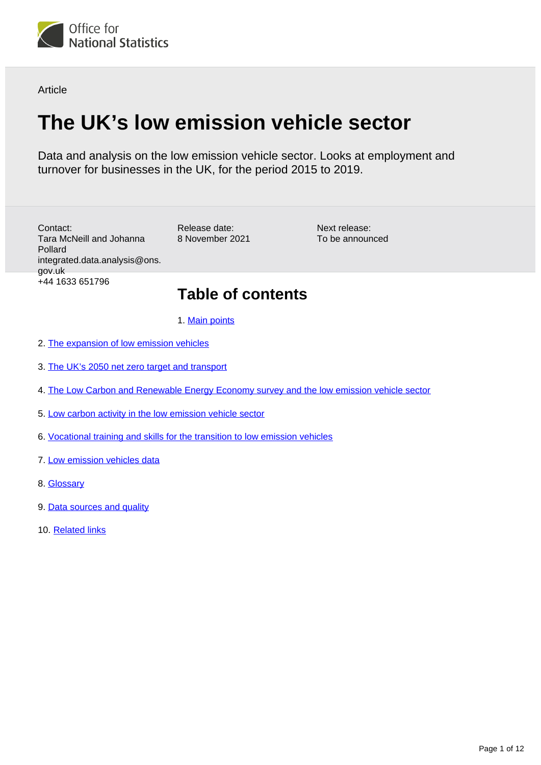Office for National Statistics

Article

# The UK's low emission vehicle sector

Data and analysis on the low emission vehicle sector. Looks at employment and turnover for businesses in the UK, for the period 2015 to 2019.

Contact:
Tara McNeill and Johanna Pollard
integrated.data.analysis@ons.gov.uk
+44 1633 651796

Release date:
8 November 2021

Next release:
To be announced

## Table of contents

1. Main points
2. The expansion of low emission vehicles
3. The UK's 2050 net zero target and transport
4. The Low Carbon and Renewable Energy Economy survey and the low emission vehicle sector
5. Low carbon activity in the low emission vehicle sector
6. Vocational training and skills for the transition to low emission vehicles
7. Low emission vehicles data
8. Glossary
9. Data sources and quality
10. Related links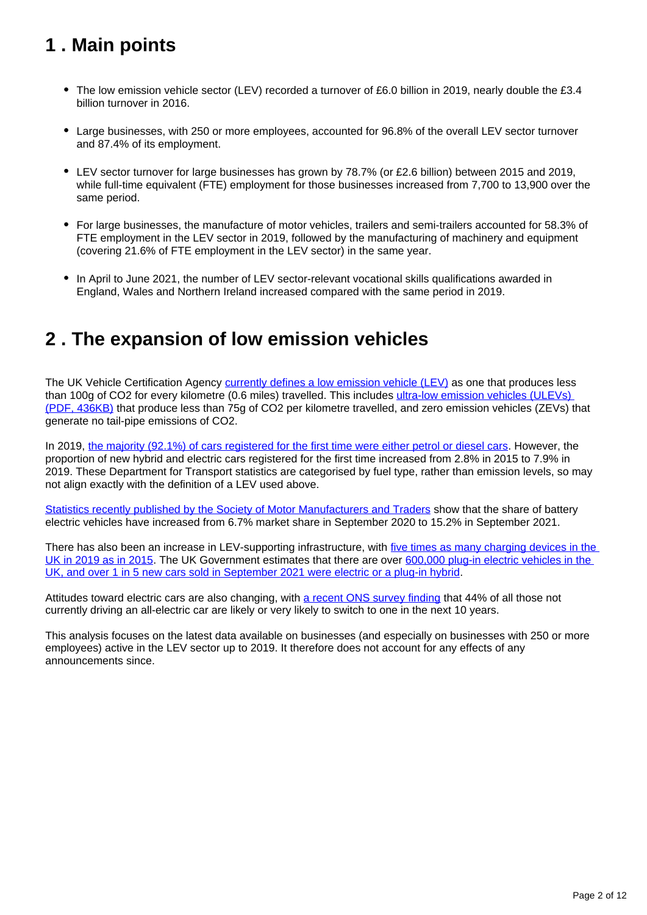## 1 . Main points

- The low emission vehicle sector (LEV) recorded a turnover of £6.0 billion in 2019, nearly double the £3.4 billion turnover in 2016.
- Large businesses, with 250 or more employees, accounted for 96.8% of the overall LEV sector turnover and 87.4% of its employment.
- LEV sector turnover for large businesses has grown by 78.7% (or £2.6 billion) between 2015 and 2019, while full-time equivalent (FTE) employment for those businesses increased from 7,700 to 13,900 over the same period.
- For large businesses, the manufacture of motor vehicles, trailers and semi-trailers accounted for 58.3% of FTE employment in the LEV sector in 2019, followed by the manufacturing of machinery and equipment (covering 21.6% of FTE employment in the LEV sector) in the same year.
- In April to June 2021, the number of LEV sector-relevant vocational skills qualifications awarded in England, Wales and Northern Ireland increased compared with the same period in 2019.

## 2 . The expansion of low emission vehicles

The UK Vehicle Certification Agency currently defines a low emission vehicle (LEV) as one that produces less than 100g of $CO_2$ for every kilometre (0.6 miles) travelled. This includes ultra-low emission vehicles (ULEVs) (PDF, 436KB) that produce less than 75g of $CO_2$ per kilometre travelled, and zero emission vehicles (ZEVs) that generate no tail-pipe emissions of $CO_2$.

In 2019, the majority (92.1%) of cars registered for the first time were either petrol or diesel cars. However, the proportion of new hybrid and electric cars registered for the first time increased from 2.8% in 2015 to 7.9% in 2019. These Department for Transport statistics are categorised by fuel type, rather than emission levels, so may not align exactly with the definition of a LEV used above.

Statistics recently published by the Society of Motor Manufacturers and Traders show that the share of battery electric vehicles have increased from 6.7% market share in September 2020 to 15.2% in September 2021.

There has also been an increase in LEV-supporting infrastructure, with five times as many charging devices in the UK in 2019 as in 2015. The UK Government estimates that there are over 600,000 plug-in electric vehicles in the UK, and over 1 in 5 new cars sold in September 2021 were electric or a plug-in hybrid.

Attitudes toward electric cars are also changing, with a recent ONS survey finding that 44% of all those not currently driving an all-electric car are likely or very likely to switch to one in the next 10 years.

This analysis focuses on the latest data available on businesses (and especially on businesses with 250 or more employees) active in the LEV sector up to 2019. It therefore does not account for any effects of any announcements since.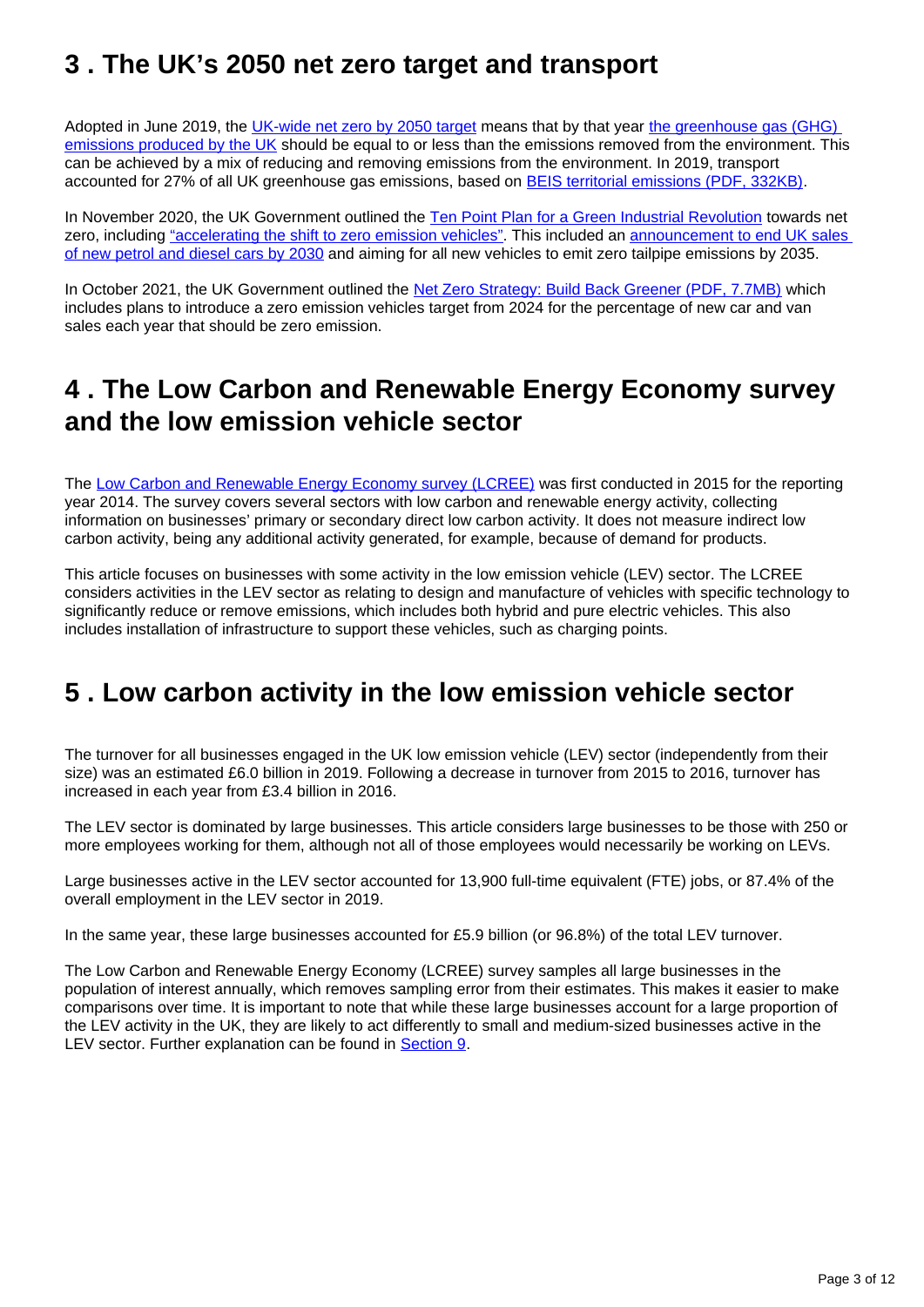## 3 . The UK’s 2050 net zero target and transport

Adopted in June 2019, the [UK-wide net zero by 2050 target] means that by that year [the greenhouse gas (GHG) emissions produced by the UK] should be equal to or less than the emissions removed from the environment. This can be achieved by a mix of reducing and removing emissions from the environment. In 2019, transport accounted for 27% of all UK greenhouse gas emissions, based on [BEIS territorial emissions (PDF, 332KB)].

In November 2020, the UK Government outlined the [Ten Point Plan for a Green Industrial Revolution] towards net zero, including [“accelerating the shift to zero emission vehicles”]. This included an [announcement to end UK sales of new petrol and diesel cars by 2030] and aiming for all new vehicles to emit zero tailpipe emissions by 2035.

In October 2021, the UK Government outlined the [Net Zero Strategy: Build Back Greener (PDF, 7.7MB)] which includes plans to introduce a zero emission vehicles target from 2024 for the percentage of new car and van sales each year that should be zero emission.

## 4 . The Low Carbon and Renewable Energy Economy survey and the low emission vehicle sector

The [Low Carbon and Renewable Energy Economy survey (LCREE)] was first conducted in 2015 for the reporting year 2014. The survey covers several sectors with low carbon and renewable energy activity, collecting information on businesses’ primary or secondary direct low carbon activity. It does not measure indirect low carbon activity, being any additional activity generated, for example, because of demand for products.

This article focuses on businesses with some activity in the low emission vehicle (LEV) sector. The LCREE considers activities in the LEV sector as relating to design and manufacture of vehicles with specific technology to significantly reduce or remove emissions, which includes both hybrid and pure electric vehicles. This also includes installation of infrastructure to support these vehicles, such as charging points.

## 5 . Low carbon activity in the low emission vehicle sector

The turnover for all businesses engaged in the UK low emission vehicle (LEV) sector (independently from their size) was an estimated £6.0 billion in 2019. Following a decrease in turnover from 2015 to 2016, turnover has increased in each year from £3.4 billion in 2016.

The LEV sector is dominated by large businesses. This article considers large businesses to be those with 250 or more employees working for them, although not all of those employees would necessarily be working on LEVs.

Large businesses active in the LEV sector accounted for 13,900 full-time equivalent (FTE) jobs, or 87.4% of the overall employment in the LEV sector in 2019.

In the same year, these large businesses accounted for £5.9 billion (or 96.8%) of the total LEV turnover.

The Low Carbon and Renewable Energy Economy (LCREE) survey samples all large businesses in the population of interest annually, which removes sampling error from their estimates. This makes it easier to make comparisons over time. It is important to note that while these large businesses account for a large proportion of the LEV activity in the UK, they are likely to act differently to small and medium-sized businesses active in the LEV sector. Further explanation can be found in [Section 9].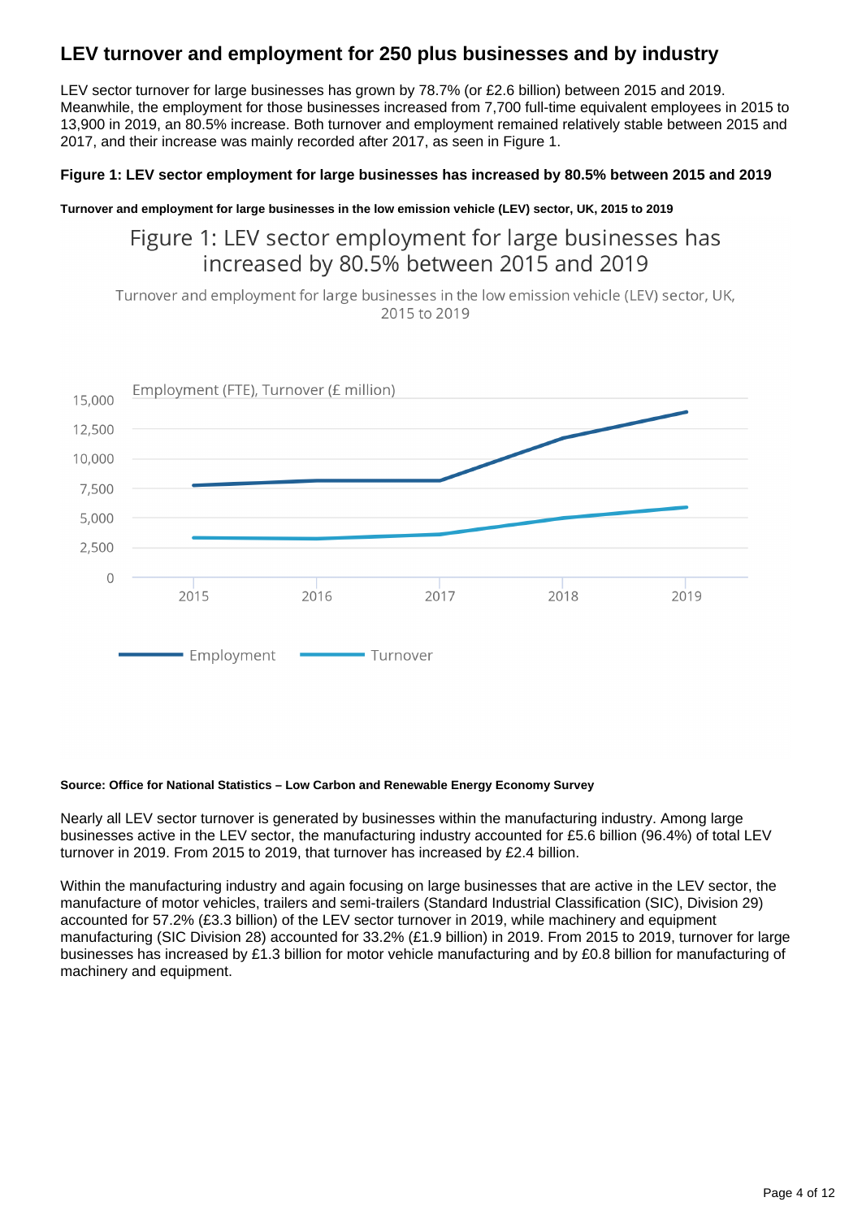## LEV turnover and employment for 250 plus businesses and by industry

LEV sector turnover for large businesses has grown by 78.7% (or £2.6 billion) between 2015 and 2019. Meanwhile, the employment for those businesses increased from 7,700 full-time equivalent employees in 2015 to 13,900 in 2019, an 80.5% increase. Both turnover and employment remained relatively stable between 2015 and 2017, and their increase was mainly recorded after 2017, as seen in Figure 1.

#### Figure 1: LEV sector employment for large businesses has increased by 80.5% between 2015 and 2019

##### Turnover and employment for large businesses in the low emission vehicle (LEV) sector, UK, 2015 to 2019

Figure 1: LEV sector employment for large businesses has increased by 80.5% between 2015 and 2019

Turnover and employment for large businesses in the low emission vehicle (LEV) sector, UK, 2015 to 2019

Employment (FTE), Turnover (£ million)

Legend: Employment, Turnover

**Source: Office for National Statistics – Low Carbon and Renewable Energy Economy Survey**

Nearly all LEV sector turnover is generated by businesses within the manufacturing industry. Among large businesses active in the LEV sector, the manufacturing industry accounted for £5.6 billion (96.4%) of total LEV turnover in 2019. From 2015 to 2019, that turnover has increased by £2.4 billion.

Within the manufacturing industry and again focusing on large businesses that are active in the LEV sector, the manufacture of motor vehicles, trailers and semi-trailers (Standard Industrial Classification (SIC), Division 29) accounted for 57.2% (£3.3 billion) of the LEV sector turnover in 2019, while machinery and equipment manufacturing (SIC Division 28) accounted for 33.2% (£1.9 billion) in 2019. From 2015 to 2019, turnover for large businesses has increased by £1.3 billion for motor vehicle manufacturing and by £0.8 billion for manufacturing of machinery and equipment.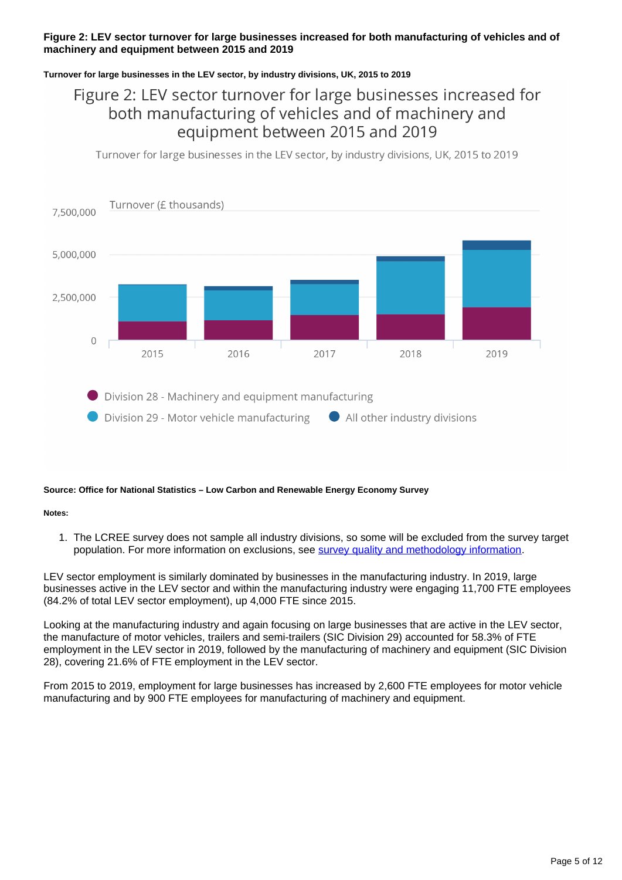**Figure 2: LEV sector turnover for large businesses increased for both manufacturing of vehicles and of machinery and equipment between 2015 and 2019**

**Turnover for large businesses in the LEV sector, by industry divisions, UK, 2015 to 2019**

Figure 2: LEV sector turnover for large businesses increased for both manufacturing of vehicles and of machinery and equipment between 2015 and 2019

Turnover for large businesses in the LEV sector, by industry divisions, UK, 2015 to 2019

Turnover (£ thousands)

Division 28 - Machinery and equipment manufacturing

Division 29 - Motor vehicle manufacturing

All other industry divisions

**Source: Office for National Statistics – Low Carbon and Renewable Energy Economy Survey**

**Notes:**

1. The LCREE survey does not sample all industry divisions, so some will be excluded from the survey target population. For more information on exclusions, see survey quality and methodology information.

LEV sector employment is similarly dominated by businesses in the manufacturing industry. In 2019, large businesses active in the LEV sector and within the manufacturing industry were engaging 11,700 FTE employees (84.2% of total LEV sector employment), up 4,000 FTE since 2015.

Looking at the manufacturing industry and again focusing on large businesses that are active in the LEV sector, the manufacture of motor vehicles, trailers and semi-trailers (SIC Division 29) accounted for 58.3% of FTE employment in the LEV sector in 2019, followed by the manufacturing of machinery and equipment (SIC Division 28), covering 21.6% of FTE employment in the LEV sector.

From 2015 to 2019, employment for large businesses has increased by 2,600 FTE employees for motor vehicle manufacturing and by 900 FTE employees for manufacturing of machinery and equipment.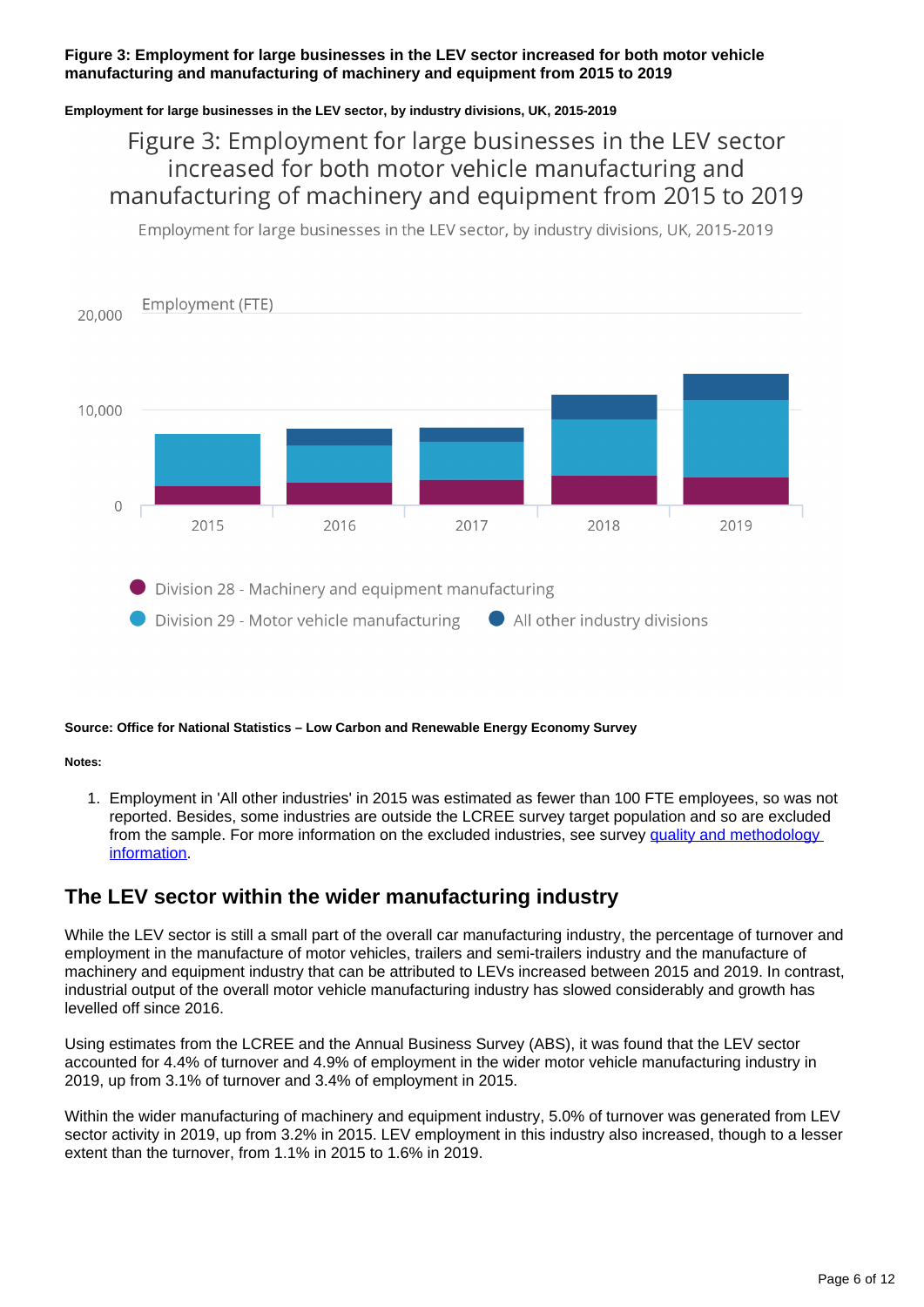**Figure 3: Employment for large businesses in the LEV sector increased for both motor vehicle manufacturing and manufacturing of machinery and equipment from 2015 to 2019**

**Employment for large businesses in the LEV sector, by industry divisions, UK, 2015-2019**

**Source: Office for National Statistics – Low Carbon and Renewable Energy Economy Survey**

**Notes:**

1. Employment in 'All other industries' in 2015 was estimated as fewer than 100 FTE employees, so was not reported. Besides, some industries are outside the LCREE survey target population and so are excluded from the sample. For more information on the excluded industries, see survey quality and methodology information.

## The LEV sector within the wider manufacturing industry

While the LEV sector is still a small part of the overall car manufacturing industry, the percentage of turnover and employment in the manufacture of motor vehicles, trailers and semi-trailers industry and the manufacture of machinery and equipment industry that can be attributed to LEVs increased between 2015 and 2019. In contrast, industrial output of the overall motor vehicle manufacturing industry has slowed considerably and growth has levelled off since 2016.

Using estimates from the LCREE and the Annual Business Survey (ABS), it was found that the LEV sector accounted for 4.4% of turnover and 4.9% of employment in the wider motor vehicle manufacturing industry in 2019, up from 3.1% of turnover and 3.4% of employment in 2015.

Within the wider manufacturing of machinery and equipment industry, 5.0% of turnover was generated from LEV sector activity in 2019, up from 3.2% in 2015. LEV employment in this industry also increased, though to a lesser extent than the turnover, from 1.1% in 2015 to 1.6% in 2019.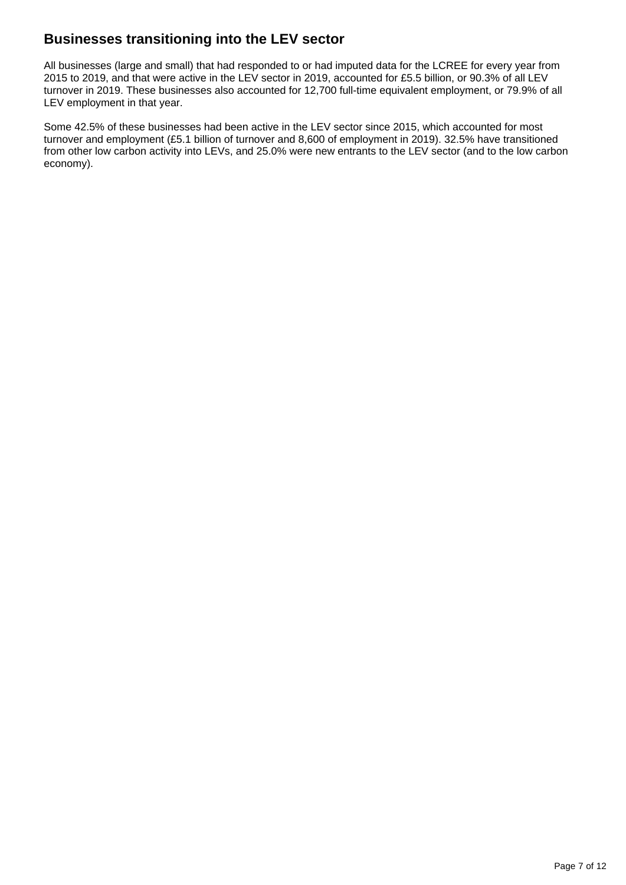## Businesses transitioning into the LEV sector

All businesses (large and small) that had responded to or had imputed data for the LCREE for every year from 2015 to 2019, and that were active in the LEV sector in 2019, accounted for £5.5 billion, or 90.3% of all LEV turnover in 2019. These businesses also accounted for 12,700 full-time equivalent employment, or 79.9% of all LEV employment in that year.

Some 42.5% of these businesses had been active in the LEV sector since 2015, which accounted for most turnover and employment (£5.1 billion of turnover and 8,600 of employment in 2019). 32.5% have transitioned from other low carbon activity into LEVs, and 25.0% were new entrants to the LEV sector (and to the low carbon economy).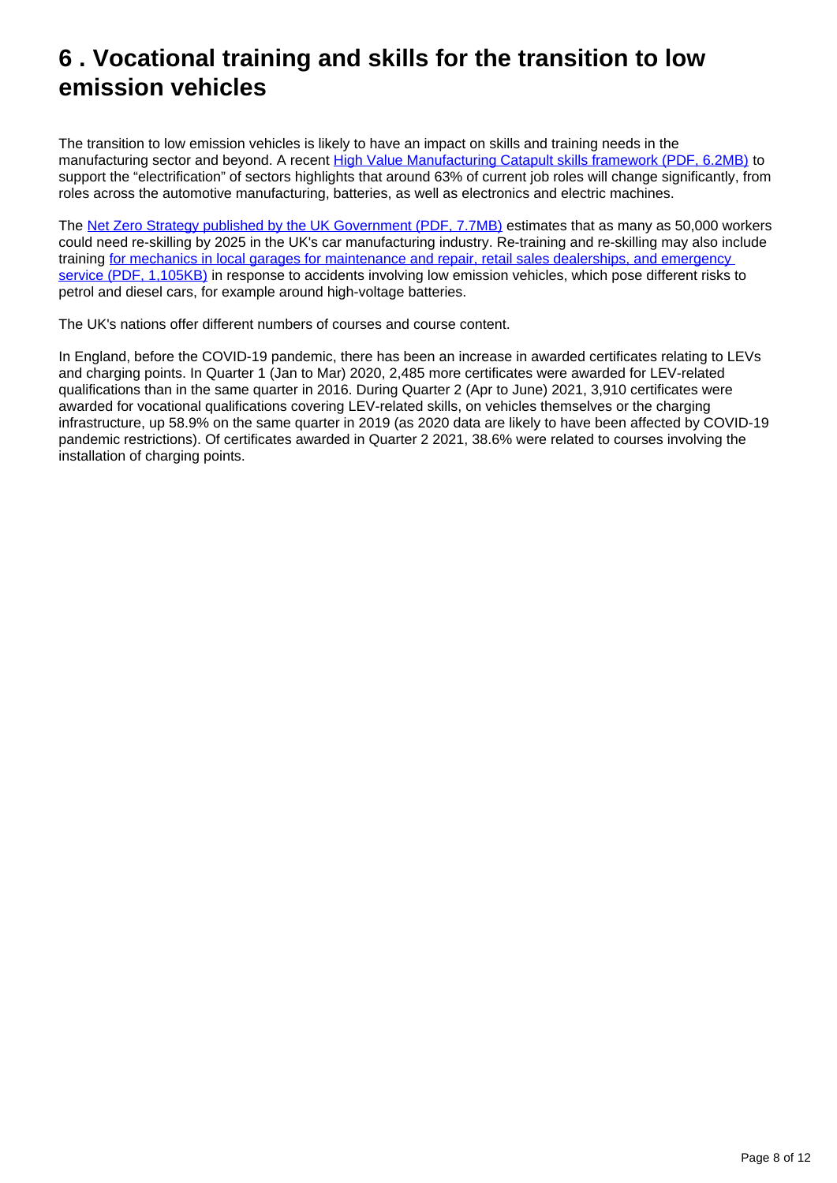# 6 . Vocational training and skills for the transition to low emission vehicles

The transition to low emission vehicles is likely to have an impact on skills and training needs in the manufacturing sector and beyond. A recent [High Value Manufacturing Catapult skills framework (PDF, 6.2MB)] to support the “electrification” of sectors highlights that around 63% of current job roles will change significantly, from roles across the automotive manufacturing, batteries, as well as electronics and electric machines.

The [Net Zero Strategy published by the UK Government (PDF, 7.7MB)] estimates that as many as 50,000 workers could need re-skilling by 2025 in the UK's car manufacturing industry. Re-training and re-skilling may also include training [for mechanics in local garages for maintenance and repair, retail sales dealerships, and emergency service (PDF, 1,105KB)] in response to accidents involving low emission vehicles, which pose different risks to petrol and diesel cars, for example around high-voltage batteries.

The UK's nations offer different numbers of courses and course content.

In England, before the COVID-19 pandemic, there has been an increase in awarded certificates relating to LEVs and charging points. In Quarter 1 (Jan to Mar) 2020, 2,485 more certificates were awarded for LEV-related qualifications than in the same quarter in 2016. During Quarter 2 (Apr to June) 2021, 3,910 certificates were awarded for vocational qualifications covering LEV-related skills, on vehicles themselves or the charging infrastructure, up 58.9% on the same quarter in 2019 (as 2020 data are likely to have been affected by COVID-19 pandemic restrictions). Of certificates awarded in Quarter 2 2021, 38.6% were related to courses involving the installation of charging points.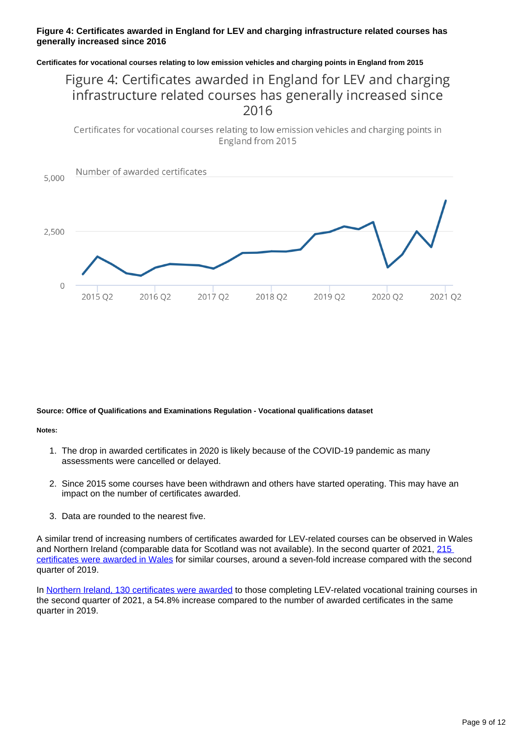**Figure 4: Certificates awarded in England for LEV and charging infrastructure related courses has generally increased since 2016**

**Certificates for vocational courses relating to low emission vehicles and charging points in England from 2015**

**Source: Office of Qualifications and Examinations Regulation - Vocational qualifications dataset**

**Notes:**

1. The drop in awarded certificates in 2020 is likely because of the COVID-19 pandemic as many assessments were cancelled or delayed.
2. Since 2015 some courses have been withdrawn and others have started operating. This may have an impact on the number of certificates awarded.
3. Data are rounded to the nearest five.

A similar trend of increasing numbers of certificates awarded for LEV-related courses can be observed in Wales and Northern Ireland (comparable data for Scotland was not available). In the second quarter of 2021, 215 certificates were awarded in Wales for similar courses, around a seven-fold increase compared with the second quarter of 2019.

In Northern Ireland, 130 certificates were awarded to those completing LEV-related vocational training courses in the second quarter of 2021, a 54.8% increase compared to the number of awarded certificates in the same quarter in 2019.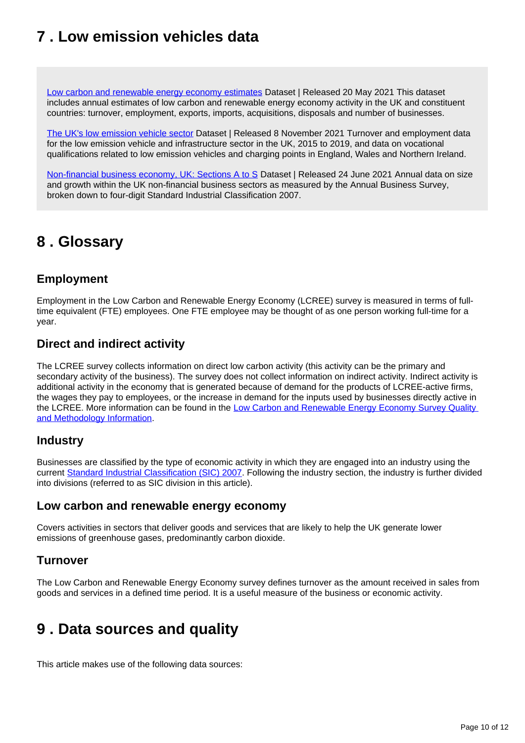## 7 . Low emission vehicles data

[Low carbon and renewable energy economy estimates](#) Dataset | Released 20 May 2021 This dataset includes annual estimates of low carbon and renewable energy economy activity in the UK and constituent countries: turnover, employment, exports, imports, acquisitions, disposals and number of businesses.

[The UK's low emission vehicle sector](#) Dataset | Released 8 November 2021 Turnover and employment data for the low emission vehicle and infrastructure sector in the UK, 2015 to 2019, and data on vocational qualifications related to low emission vehicles and charging points in England, Wales and Northern Ireland.

[Non-financial business economy, UK: Sections A to S](#) Dataset | Released 24 June 2021 Annual data on size and growth within the UK non-financial business sectors as measured by the Annual Business Survey, broken down to four-digit Standard Industrial Classification 2007.

## 8 . Glossary

### Employment

Employment in the Low Carbon and Renewable Energy Economy (LCREE) survey is measured in terms of full-time equivalent (FTE) employees. One FTE employee may be thought of as one person working full-time for a year.

### Direct and indirect activity

The LCREE survey collects information on direct low carbon activity (this activity can be the primary and secondary activity of the business). The survey does not collect information on indirect activity. Indirect activity is additional activity in the economy that is generated because of demand for the products of LCREE-active firms, the wages they pay to employees, or the increase in demand for the inputs used by businesses directly active in the LCREE. More information can be found in the [Low Carbon and Renewable Energy Economy Survey Quality and Methodology Information](#).

### Industry

Businesses are classified by the type of economic activity in which they are engaged into an industry using the current [Standard Industrial Classification (SIC) 2007](#). Following the industry section, the industry is further divided into divisions (referred to as SIC division in this article).

### Low carbon and renewable energy economy

Covers activities in sectors that deliver goods and services that are likely to help the UK generate lower emissions of greenhouse gases, predominantly carbon dioxide.

### Turnover

The Low Carbon and Renewable Energy Economy survey defines turnover as the amount received in sales from goods and services in a defined time period. It is a useful measure of the business or economic activity.

## 9 . Data sources and quality

This article makes use of the following data sources: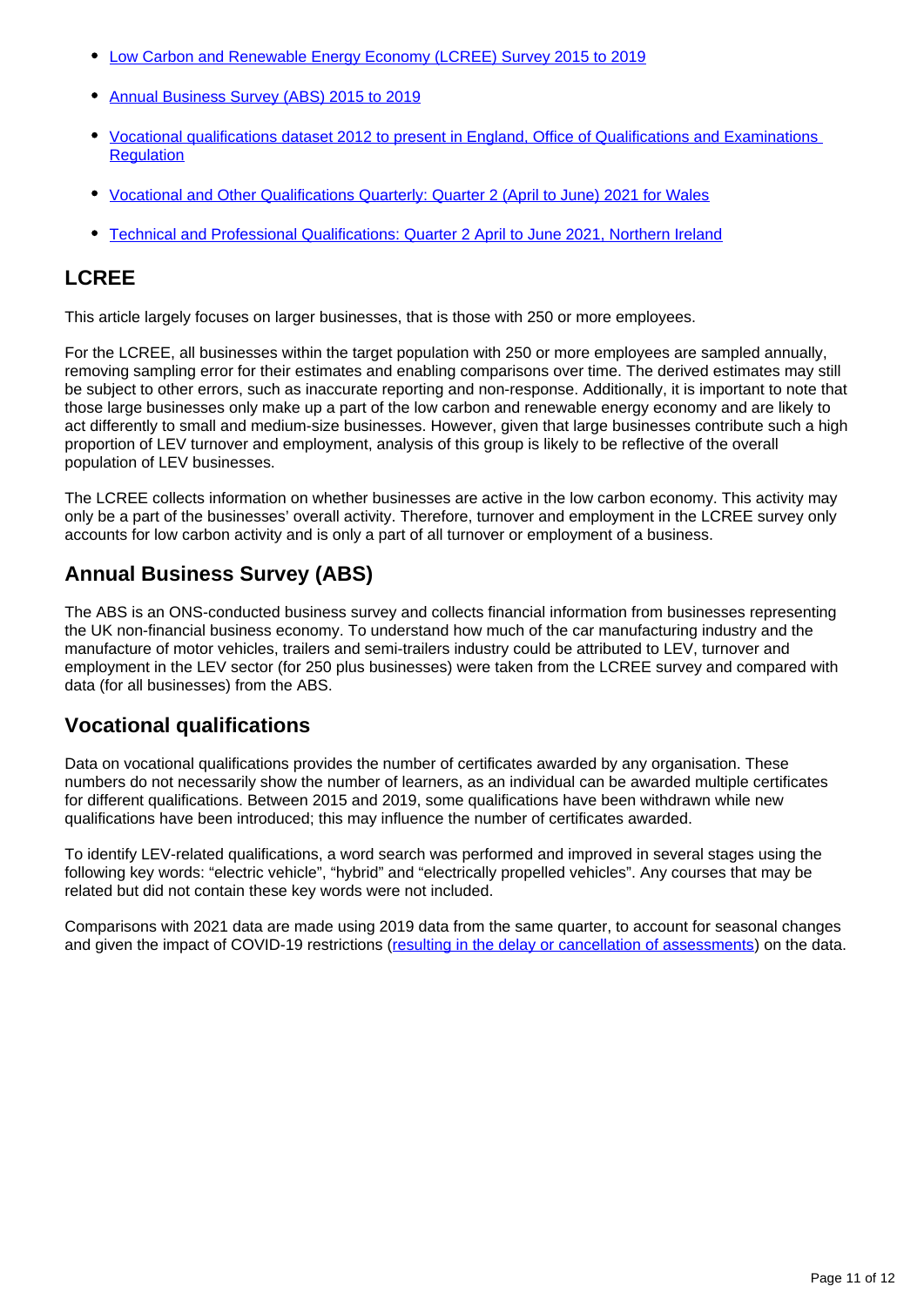- [Low Carbon and Renewable Energy Economy (LCREE) Survey 2015 to 2019]
- [Annual Business Survey (ABS) 2015 to 2019]
- [Vocational qualifications dataset 2012 to present in England, Office of Qualifications and Examinations Regulation]
- [Vocational and Other Qualifications Quarterly: Quarter 2 (April to June) 2021 for Wales]
- [Technical and Professional Qualifications: Quarter 2 April to June 2021, Northern Ireland]

## LCREE

This article largely focuses on larger businesses, that is those with 250 or more employees.

For the LCREE, all businesses within the target population with 250 or more employees are sampled annually, removing sampling error for their estimates and enabling comparisons over time. The derived estimates may still be subject to other errors, such as inaccurate reporting and non-response. Additionally, it is important to note that those large businesses only make up a part of the low carbon and renewable energy economy and are likely to act differently to small and medium-size businesses. However, given that large businesses contribute such a high proportion of LEV turnover and employment, analysis of this group is likely to be reflective of the overall population of LEV businesses.

The LCREE collects information on whether businesses are active in the low carbon economy. This activity may only be a part of the businesses' overall activity. Therefore, turnover and employment in the LCREE survey only accounts for low carbon activity and is only a part of all turnover or employment of a business.

## Annual Business Survey (ABS)

The ABS is an ONS-conducted business survey and collects financial information from businesses representing the UK non-financial business economy. To understand how much of the car manufacturing industry and the manufacture of motor vehicles, trailers and semi-trailers industry could be attributed to LEV, turnover and employment in the LEV sector (for 250 plus businesses) were taken from the LCREE survey and compared with data (for all businesses) from the ABS.

## Vocational qualifications

Data on vocational qualifications provides the number of certificates awarded by any organisation. These numbers do not necessarily show the number of learners, as an individual can be awarded multiple certificates for different qualifications. Between 2015 and 2019, some qualifications have been withdrawn while new qualifications have been introduced; this may influence the number of certificates awarded.

To identify LEV-related qualifications, a word search was performed and improved in several stages using the following key words: "electric vehicle", "hybrid" and "electrically propelled vehicles". Any courses that may be related but did not contain these key words were not included.

Comparisons with 2021 data are made using 2019 data from the same quarter, to account for seasonal changes and given the impact of COVID-19 restrictions ([resulting in the delay or cancellation of assessments]) on the data.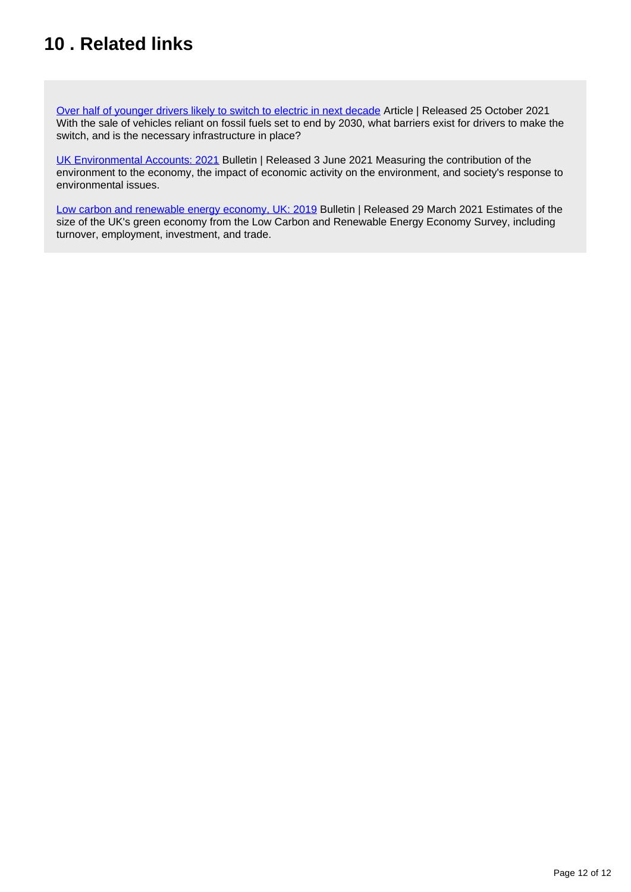## 10 . Related links

Over half of younger drivers likely to switch to electric in next decade Article | Released 25 October 2021 With the sale of vehicles reliant on fossil fuels set to end by 2030, what barriers exist for drivers to make the switch, and is the necessary infrastructure in place?

UK Environmental Accounts: 2021 Bulletin | Released 3 June 2021 Measuring the contribution of the environment to the economy, the impact of economic activity on the environment, and society's response to environmental issues.

Low carbon and renewable energy economy, UK: 2019 Bulletin | Released 29 March 2021 Estimates of the size of the UK's green economy from the Low Carbon and Renewable Energy Economy Survey, including turnover, employment, investment, and trade.